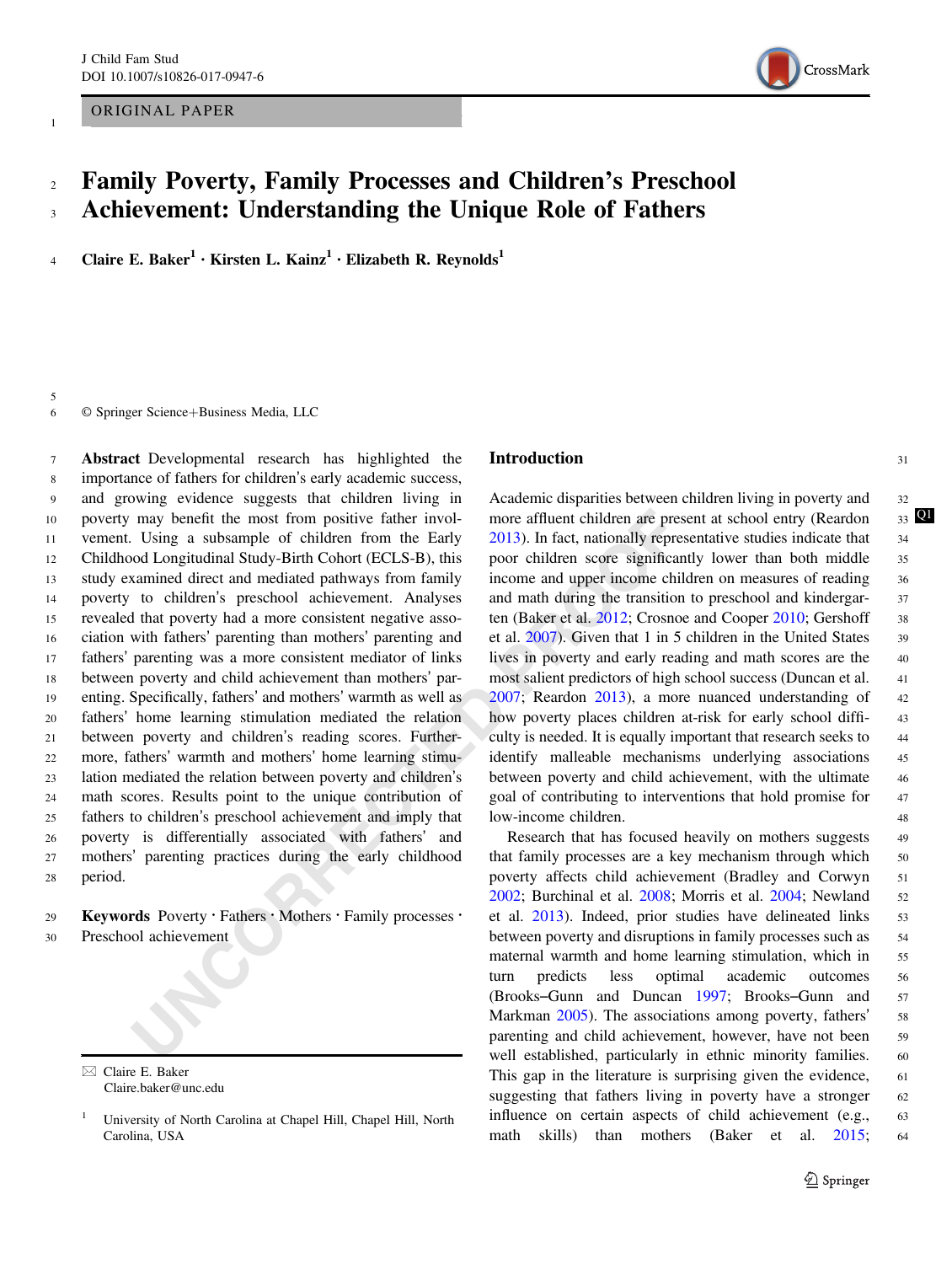ORIGINAL PAPER

# Family Poverty, Family Processes and Children's Preschool Achievement: Understanding the Unique Role of Fathers

**Claire E. Baker[1] · Kirsten L. Kainz[1] · Elizabeth R. Reynolds[1]**

© Springer Science+Business Media, LLC

**Abstract** Developmental research has highlighted the importance of fathers for children's early academic success, and growing evidence suggests that children living in poverty may benefit the most from positive father involvement. Using a subsample of children from the Early Childhood Longitudinal Study-Birth Cohort (ECLS-B), this study examined direct and mediated pathways from family poverty to children's preschool achievement. Analyses revealed that poverty had a more consistent negative association with fathers' parenting than mothers' parenting and fathers' parenting was a more consistent mediator of links between poverty and child achievement than mothers' parenting. Specifically, fathers' and mothers' warmth as well as fathers' home learning stimulation mediated the relation between poverty and children's reading scores. Furthermore, fathers' warmth and mothers' home learning stimulation mediated the relation between poverty and children's math scores. Results point to the unique contribution of fathers to children's preschool achievement and imply that poverty is differentially associated with fathers' and mothers' parenting practices during the early childhood period.

**Keywords** Poverty · Fathers · Mothers · Family processes · Preschool achievement

✉ Claire E. Baker
Claire.baker@unc.edu

[1] University of North Carolina at Chapel Hill, Chapel Hill, North Carolina, USA

## Introduction

Academic disparities between children living in poverty and more affluent children are present at school entry (Reardon 2013). In fact, nationally representative studies indicate that poor children score significantly lower than both middle income and upper income children on measures of reading and math during the transition to preschool and kindergarten (Baker et al. 2012; Crosnoe and Cooper 2010; Gershoff et al. 2007). Given that 1 in 5 children in the United States lives in poverty and early reading and math scores are the most salient predictors of high school success (Duncan et al. 2007; Reardon 2013), a more nuanced understanding of how poverty places children at-risk for early school difficulty is needed. It is equally important that research seeks to identify malleable mechanisms underlying associations between poverty and child achievement, with the ultimate goal of contributing to interventions that hold promise for low-income children.

Research that has focused heavily on mothers suggests that family processes are a key mechanism through which poverty affects child achievement (Bradley and Corwyn 2002; Burchinal et al. 2008; Morris et al. 2004; Newland et al. 2013). Indeed, prior studies have delineated links between poverty and disruptions in family processes such as maternal warmth and home learning stimulation, which in turn predicts less optimal academic outcomes (Brooks–Gunn and Duncan 1997; Brooks–Gunn and Markman 2005). The associations among poverty, fathers' parenting and child achievement, however, have not been well established, particularly in ethnic minority families. This gap in the literature is surprising given the evidence, suggesting that fathers living in poverty have a stronger influence on certain aspects of child achievement (e.g., math skills) than mothers (Baker et al. 2015;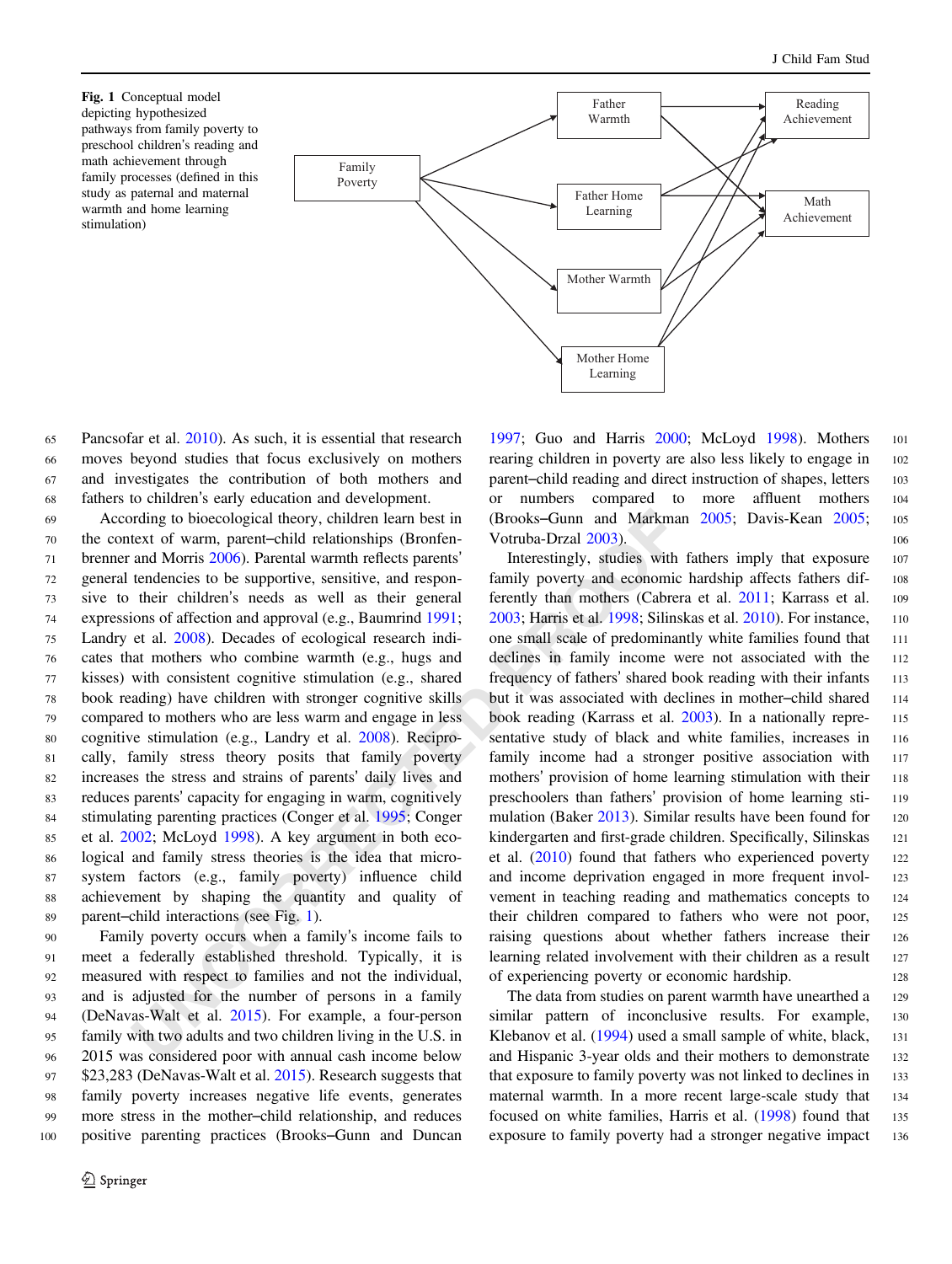Fig. 1 Conceptual model depicting hypothesized pathways from family poverty to preschool children's reading and math achievement through family processes (defined in this study as paternal and maternal warmth and home learning stimulation)

Pancsofar et al. 2010). As such, it is essential that research moves beyond studies that focus exclusively on mothers and investigates the contribution of both mothers and fathers to children's early education and development.

According to bioecological theory, children learn best in the context of warm, parent–child relationships (Bronfenbrenner and Morris 2006). Parental warmth reflects parents' general tendencies to be supportive, sensitive, and responsive to their children's needs as well as their general expressions of affection and approval (e.g., Baumrind 1991; Landry et al. 2008). Decades of ecological research indicates that mothers who combine warmth (e.g., hugs and kisses) with consistent cognitive stimulation (e.g., shared book reading) have children with stronger cognitive skills compared to mothers who are less warm and engage in less cognitive stimulation (e.g., Landry et al. 2008). Reciprocally, family stress theory posits that family poverty increases the stress and strains of parents' daily lives and reduces parents' capacity for engaging in warm, cognitively stimulating parenting practices (Conger et al. 1995; Conger et al. 2002; McLoyd 1998). A key argument in both ecological and family stress theories is the idea that microsystem factors (e.g., family poverty) influence child achievement by shaping the quantity and quality of parent–child interactions (see Fig. 1).

Family poverty occurs when a family's income fails to meet a federally established threshold. Typically, it is measured with respect to families and not the individual, and is adjusted for the number of persons in a family (DeNavas-Walt et al. 2015). For example, a four-person family with two adults and two children living in the U.S. in 2015 was considered poor with annual cash income below $23,283 (DeNavas-Walt et al. 2015). Research suggests that family poverty increases negative life events, generates more stress in the mother–child relationship, and reduces positive parenting practices (Brooks–Gunn and Duncan 1997; Guo and Harris 2000; McLoyd 1998). Mothers rearing children in poverty are also less likely to engage in parent–child reading and direct instruction of shapes, letters or numbers compared to more affluent mothers (Brooks–Gunn and Markman 2005; Davis-Kean 2005; Votruba-Drzal 2003).

Interestingly, studies with fathers imply that exposure family poverty and economic hardship affects fathers differently than mothers (Cabrera et al. 2011; Karrass et al. 2003; Harris et al. 1998; Silinskas et al. 2010). For instance, one small scale of predominantly white families found that declines in family income were not associated with the frequency of fathers' shared book reading with their infants but it was associated with declines in mother–child shared book reading (Karrass et al. 2003). In a nationally representative study of black and white families, increases in family income had a stronger positive association with mothers' provision of home learning stimulation with their preschoolers than fathers' provision of home learning stimulation (Baker 2013). Similar results have been found for kindergarten and first-grade children. Specifically, Silinskas et al. (2010) found that fathers who experienced poverty and income deprivation engaged in more frequent involvement in teaching reading and mathematics concepts to their children compared to fathers who were not poor, raising questions about whether fathers increase their learning related involvement with their children as a result of experiencing poverty or economic hardship.

The data from studies on parent warmth have unearthed a similar pattern of inconclusive results. For example, Klebanov et al. (1994) used a small sample of white, black, and Hispanic 3-year olds and their mothers to demonstrate that exposure to family poverty was not linked to declines in maternal warmth. In a more recent large-scale study that focused on white families, Harris et al. (1998) found that exposure to family poverty had a stronger negative impact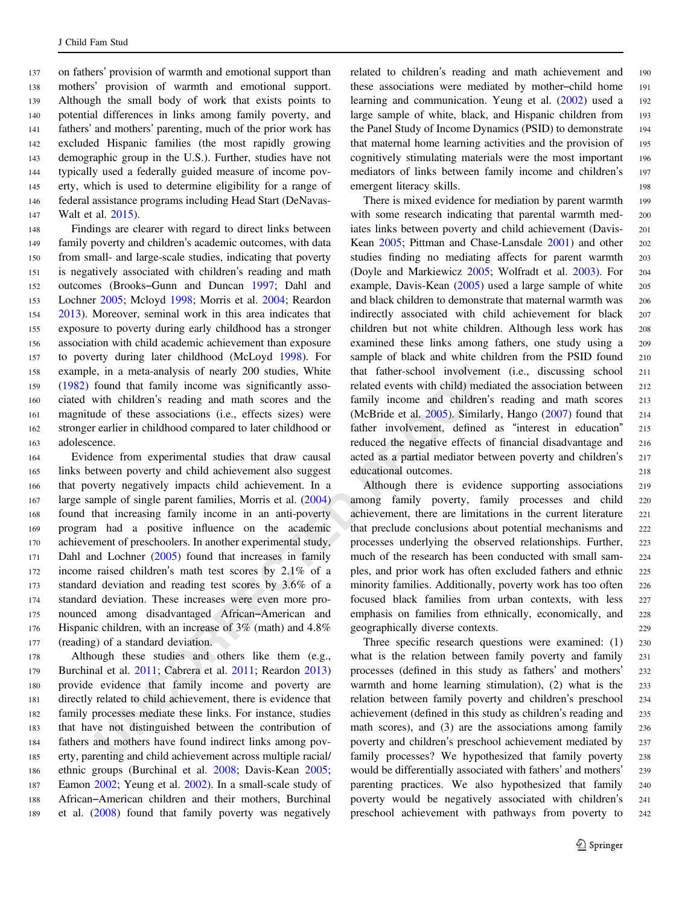on fathers' provision of warmth and emotional support than mothers' provision of warmth and emotional support. Although the small body of work that exists points to potential differences in links among family poverty, and fathers' and mothers' parenting, much of the prior work has excluded Hispanic families (the most rapidly growing demographic group in the U.S.). Further, studies have not typically used a federally guided measure of income poverty, which is used to determine eligibility for a range of federal assistance programs including Head Start (DeNavas-Walt et al. 2015).

Findings are clearer with regard to direct links between family poverty and children's academic outcomes, with data from small- and large-scale studies, indicating that poverty is negatively associated with children's reading and math outcomes (Brooks–Gunn and Duncan 1997; Dahl and Lochner 2005; Mcloyd 1998; Morris et al. 2004; Reardon 2013). Moreover, seminal work in this area indicates that exposure to poverty during early childhood has a stronger association with child academic achievement than exposure to poverty during later childhood (McLoyd 1998). For example, in a meta-analysis of nearly 200 studies, White (1982) found that family income was significantly associated with children's reading and math scores and the magnitude of these associations (i.e., effects sizes) were stronger earlier in childhood compared to later childhood or adolescence.

Evidence from experimental studies that draw causal links between poverty and child achievement also suggest that poverty negatively impacts child achievement. In a large sample of single parent families, Morris et al. (2004) found that increasing family income in an anti-poverty program had a positive influence on the academic achievement of preschoolers. In another experimental study, Dahl and Lochner (2005) found that increases in family income raised children's math test scores by 2.1% of a standard deviation and reading test scores by 3.6% of a standard deviation. These increases were even more pronounced among disadvantaged African–American and Hispanic children, with an increase of 3% (math) and 4.8% (reading) of a standard deviation.

Although these studies and others like them (e.g., Burchinal et al. 2011; Cabrera et al. 2011; Reardon 2013) provide evidence that family income and poverty are directly related to child achievement, there is evidence that family processes mediate these links. For instance, studies that have not distinguished between the contribution of fathers and mothers have found indirect links among poverty, parenting and child achievement across multiple racial/ethnic groups (Burchinal et al. 2008; Davis-Kean 2005; Eamon 2002; Yeung et al. 2002). In a small-scale study of African–American children and their mothers, Burchinal et al. (2008) found that family poverty was negatively related to children's reading and math achievement and these associations were mediated by mother–child home learning and communication. Yeung et al. (2002) used a large sample of white, black, and Hispanic children from the Panel Study of Income Dynamics (PSID) to demonstrate that maternal home learning activities and the provision of cognitively stimulating materials were the most important mediators of links between family income and children's emergent literacy skills.

There is mixed evidence for mediation by parent warmth with some research indicating that parental warmth mediates links between poverty and child achievement (Davis-Kean 2005; Pittman and Chase-Lansdale 2001) and other studies finding no mediating affects for parent warmth (Doyle and Markiewicz 2005; Wolfradt et al. 2003). For example, Davis-Kean (2005) used a large sample of white and black children to demonstrate that maternal warmth was indirectly associated with child achievement for black children but not white children. Although less work has examined these links among fathers, one study using a sample of black and white children from the PSID found that father-school involvement (i.e., discussing school related events with child) mediated the association between family income and children's reading and math scores (McBride et al. 2005). Similarly, Hango (2007) found that father involvement, defined as "interest in education" reduced the negative effects of financial disadvantage and acted as a partial mediator between poverty and children's educational outcomes.

Although there is evidence supporting associations among family poverty, family processes and child achievement, there are limitations in the current literature that preclude conclusions about potential mechanisms and processes underlying the observed relationships. Further, much of the research has been conducted with small samples, and prior work has often excluded fathers and ethnic minority families. Additionally, poverty work has too often focused black families from urban contexts, with less emphasis on families from ethnically, economically, and geographically diverse contexts.

Three specific research questions were examined: (1) what is the relation between family poverty and family processes (defined in this study as fathers' and mothers' warmth and home learning stimulation), (2) what is the relation between family poverty and children's preschool achievement (defined in this study as children's reading and math scores), and (3) are the associations among family poverty and children's preschool achievement mediated by family processes? We hypothesized that family poverty would be differentially associated with fathers' and mothers' parenting practices. We also hypothesized that family poverty would be negatively associated with children's preschool achievement with pathways from poverty to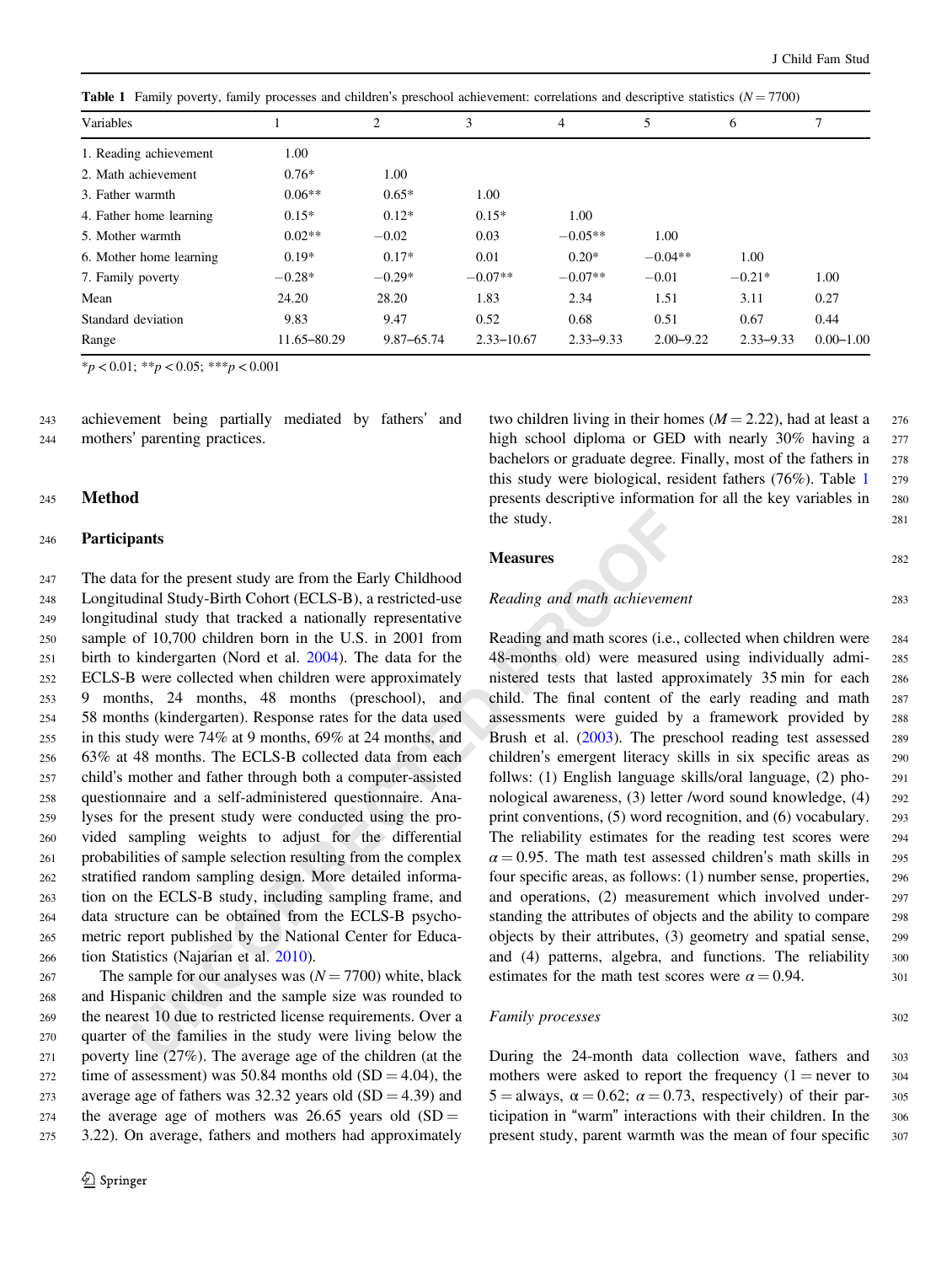Table 1 Family poverty, family processes and children's preschool achievement: correlations and descriptive statistics ($N = 7700$)

| Variables | 1 | 2 | 3 | 4 | 5 | 6 | 7 |
|---|---|---|---|---|---|---|---|
| 1. Reading achievement | 1.00 | | | | | | |
| 2. Math achievement | 0.76* | 1.00 | | | | | |
| 3. Father warmth | 0.06** | 0.65* | 1.00 | | | | |
| 4. Father home learning | 0.15* | 0.12* | 0.15* | 1.00 | | | |
| 5. Mother warmth | 0.02** | −0.02 | 0.03 | −0.05** | 1.00 | | |
| 6. Mother home learning | 0.19* | 0.17* | 0.01 | 0.20* | −0.04** | 1.00 | |
| 7. Family poverty | −0.28* | −0.29* | −0.07** | −0.07** | −0.01 | −0.21* | 1.00 |
| Mean | 24.20 | 28.20 | 1.83 | 2.34 | 1.51 | 3.11 | 0.27 |
| Standard deviation | 9.83 | 9.47 | 0.52 | 0.68 | 0.51 | 0.67 | 0.44 |
| Range | 11.65–80.29 | 9.87–65.74 | 2.33–10.67 | 2.33–9.33 | 2.00–9.22 | 2.33–9.33 | 0.00–1.00 |

*$p < 0.01$; **$p < 0.05$; ***$p < 0.001$

achievement being partially mediated by fathers' and mothers' parenting practices.

## Method

### Participants

The data for the present study are from the Early Childhood Longitudinal Study-Birth Cohort (ECLS-B), a restricted-use longitudinal study that tracked a nationally representative sample of 10,700 children born in the U.S. in 2001 from birth to kindergarten (Nord et al. 2004). The data for the ECLS-B were collected when children were approximately 9 months, 24 months, 48 months (preschool), and 58 months (kindergarten). Response rates for the data used in this study were 74% at 9 months, 69% at 24 months, and 63% at 48 months. The ECLS-B collected data from each child's mother and father through both a computer-assisted questionnaire and a self-administered questionnaire. Analyses for the present study were conducted using the provided sampling weights to adjust for the differential probabilities of sample selection resulting from the complex stratified random sampling design. More detailed information on the ECLS-B study, including sampling frame, and data structure can be obtained from the ECLS-B psychometric report published by the National Center for Education Statistics (Najarian et al. 2010).

The sample for our analyses was ($N = 7700$) white, black and Hispanic children and the sample size was rounded to the nearest 10 due to restricted license requirements. Over a quarter of the families in the study were living below the poverty line (27%). The average age of the children (at the time of assessment) was 50.84 months old ($SD = 4.04$), the average age of fathers was 32.32 years old ($SD = 4.39$) and the average age of mothers was 26.65 years old ($SD = 3.22$). On average, fathers and mothers had approximately two children living in their homes ($M = 2.22$), had at least a high school diploma or GED with nearly 30% having a bachelors or graduate degree. Finally, most of the fathers in this study were biological, resident fathers (76%). Table 1 presents descriptive information for all the key variables in the study.

### Measures

#### *Reading and math achievement*

Reading and math scores (i.e., collected when children were 48-months old) were measured using individually administered tests that lasted approximately 35 min for each child. The final content of the early reading and math assessments were guided by a framework provided by Brush et al. (2003). The preschool reading test assessed children's emergent literacy skills in six specific areas as follws: (1) English language skills/oral language, (2) phonological awareness, (3) letter /word sound knowledge, (4) print conventions, (5) word recognition, and (6) vocabulary. The reliability estimates for the reading test scores were $\alpha = 0.95$. The math test assessed children's math skills in four specific areas, as follows: (1) number sense, properties, and operations, (2) measurement which involved understanding the attributes of objects and the ability to compare objects by their attributes, (3) geometry and spatial sense, and (4) patterns, algebra, and functions. The reliability estimates for the math test scores were $\alpha = 0.94$.

#### *Family processes*

During the 24-month data collection wave, fathers and mothers were asked to report the frequency (1 = never to 5 = always, $\alpha = 0.62$; $\alpha = 0.73$, respectively) of their participation in "warm" interactions with their children. In the present study, parent warmth was the mean of four specific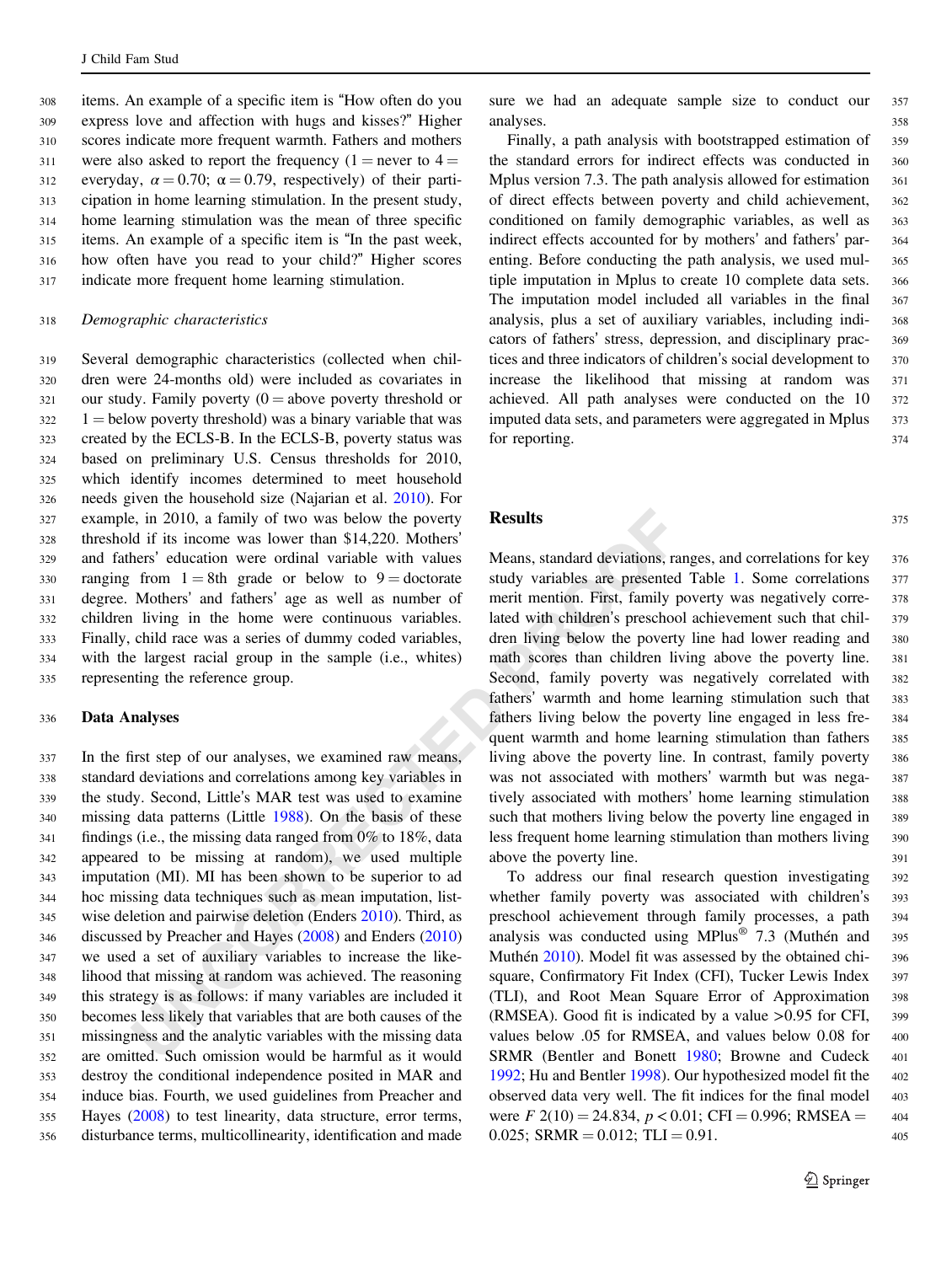items. An example of a specific item is "How often do you express love and affection with hugs and kisses?" Higher scores indicate more frequent warmth. Fathers and mothers were also asked to report the frequency (1 = never to 4 = everyday, $\alpha = 0.70$; $\alpha = 0.79$, respectively) of their participation in home learning stimulation. In the present study, home learning stimulation was the mean of three specific items. An example of a specific item is "In the past week, how often have you read to your child?" Higher scores indicate more frequent home learning stimulation.

*Demographic characteristics*

Several demographic characteristics (collected when children were 24-months old) were included as covariates in our study. Family poverty (0 = above poverty threshold or 1 = below poverty threshold) was a binary variable that was created by the ECLS-B. In the ECLS-B, poverty status was based on preliminary U.S. Census thresholds for 2010, which identify incomes determined to meet household needs given the household size (Najarian et al. 2010). For example, in 2010, a family of two was below the poverty threshold if its income was lower than $14,220. Mothers' and fathers' education were ordinal variable with values ranging from 1 = 8th grade or below to 9 = doctorate degree. Mothers' and fathers' age as well as number of children living in the home were continuous variables. Finally, child race was a series of dummy coded variables, with the largest racial group in the sample (i.e., whites) representing the reference group.

## Data Analyses

In the first step of our analyses, we examined raw means, standard deviations and correlations among key variables in the study. Second, Little's MAR test was used to examine missing data patterns (Little 1988). On the basis of these findings (i.e., the missing data ranged from 0% to 18%, data appeared to be missing at random), we used multiple imputation (MI). MI has been shown to be superior to ad hoc missing data techniques such as mean imputation, listwise deletion and pairwise deletion (Enders 2010). Third, as discussed by Preacher and Hayes (2008) and Enders (2010) we used a set of auxiliary variables to increase the likelihood that missing at random was achieved. The reasoning this strategy is as follows: if many variables are included it becomes less likely that variables that are both causes of the missingness and the analytic variables with the missing data are omitted. Such omission would be harmful as it would destroy the conditional independence posited in MAR and induce bias. Fourth, we used guidelines from Preacher and Hayes (2008) to test linearity, data structure, error terms, disturbance terms, multicollinearity, identification and made sure we had an adequate sample size to conduct our analyses.

Finally, a path analysis with bootstrapped estimation of the standard errors for indirect effects was conducted in Mplus version 7.3. The path analysis allowed for estimation of direct effects between poverty and child achievement, conditioned on family demographic variables, as well as indirect effects accounted for by mothers' and fathers' parenting. Before conducting the path analysis, we used multiple imputation in Mplus to create 10 complete data sets. The imputation model included all variables in the final analysis, plus a set of auxiliary variables, including indicators of fathers' stress, depression, and disciplinary practices and three indicators of children's social development to increase the likelihood that missing at random was achieved. All path analyses were conducted on the 10 imputed data sets, and parameters were aggregated in Mplus for reporting.

## Results

Means, standard deviations, ranges, and correlations for key study variables are presented Table 1. Some correlations merit mention. First, family poverty was negatively correlated with children's preschool achievement such that children living below the poverty line had lower reading and math scores than children living above the poverty line. Second, family poverty was negatively correlated with fathers' warmth and home learning stimulation such that fathers living below the poverty line engaged in less frequent warmth and home learning stimulation than fathers living above the poverty line. In contrast, family poverty was not associated with mothers' warmth but was negatively associated with mothers' home learning stimulation such that mothers living below the poverty line engaged in less frequent home learning stimulation than mothers living above the poverty line.

To address our final research question investigating whether family poverty was associated with children's preschool achievement through family processes, a path analysis was conducted using MPlus® 7.3 (Muthén and Muthén 2010). Model fit was assessed by the obtained chi-square, Confirmatory Fit Index (CFI), Tucker Lewis Index (TLI), and Root Mean Square Error of Approximation (RMSEA). Good fit is indicated by a value >0.95 for CFI, values below .05 for RMSEA, and values below 0.08 for SRMR (Bentler and Bonett 1980; Browne and Cudeck 1992; Hu and Bentler 1998). Our hypothesized model fit the observed data very well. The fit indices for the final model were $F\ 2(10) = 24.834$, $p < 0.01$; CFI = 0.996; RMSEA = 0.025; SRMR = 0.012; TLI = 0.91.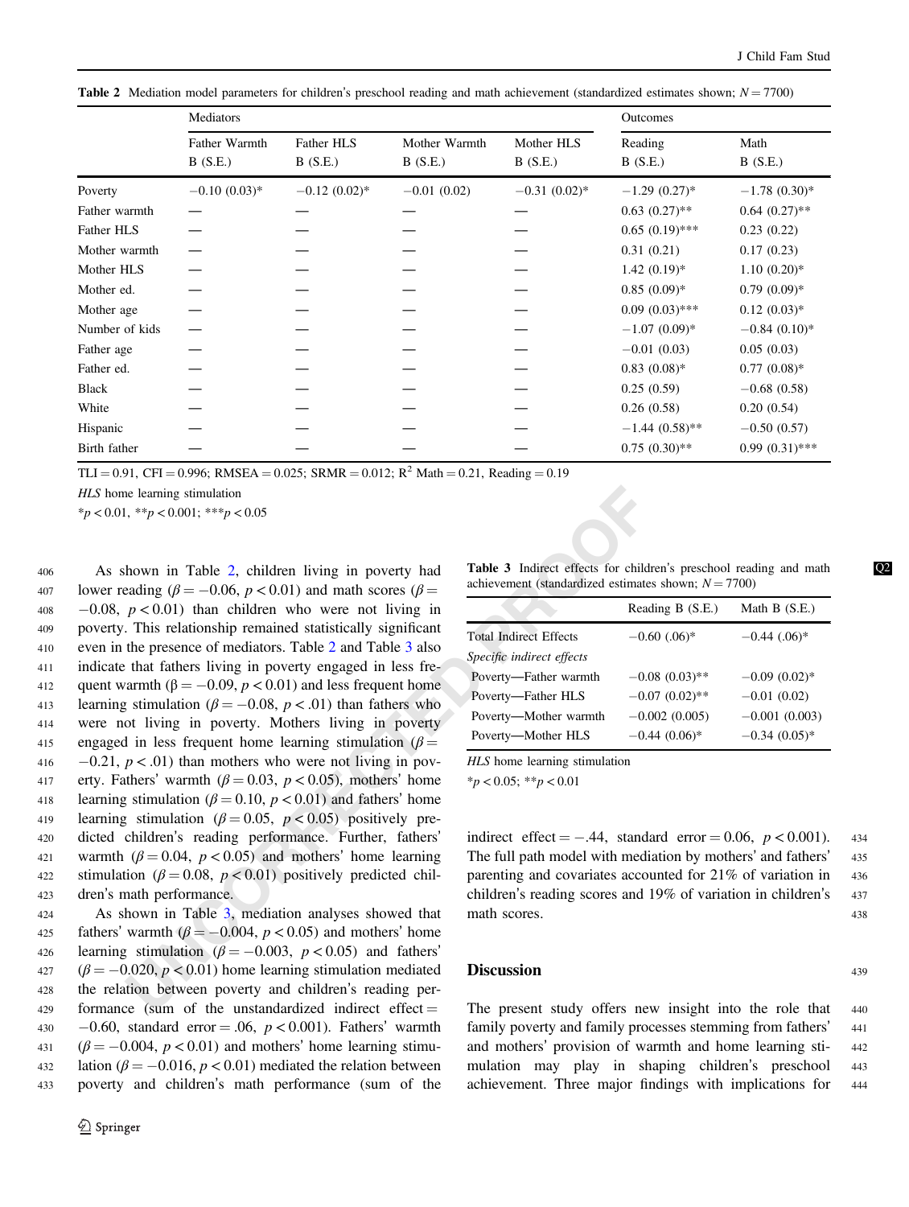**Table 2** Mediation model parameters for children's preschool reading and math achievement (standardized estimates shown; $N = 7700$)

| | Mediators | | | | Outcomes | |
|---|---|---|---|---|---|---|
| | Father Warmth B (S.E.) | Father HLS B (S.E.) | Mother Warmth B (S.E.) | Mother HLS B (S.E.) | Reading B (S.E.) | Math B (S.E.) |
| Poverty | −0.10 (0.03)* | −0.12 (0.02)* | −0.01 (0.02) | −0.31 (0.02)* | −1.29 (0.27)* | −1.78 (0.30)* |
| Father warmth | — | — | — | — | 0.63 (0.27)** | 0.64 (0.27)** |
| Father HLS | — | — | — | — | 0.65 (0.19)*** | 0.23 (0.22) |
| Mother warmth | — | — | — | — | 0.31 (0.21) | 0.17 (0.23) |
| Mother HLS | — | — | — | — | 1.42 (0.19)* | 1.10 (0.20)* |
| Mother ed. | — | — | — | — | 0.85 (0.09)* | 0.79 (0.09)* |
| Mother age | — | — | — | — | 0.09 (0.03)*** | 0.12 (0.03)* |
| Number of kids | — | — | — | — | −1.07 (0.09)* | −0.84 (0.10)* |
| Father age | — | — | — | — | −0.01 (0.03) | 0.05 (0.03) |
| Father ed. | — | — | — | — | 0.83 (0.08)* | 0.77 (0.08)* |
| Black | — | — | — | — | 0.25 (0.59) | −0.68 (0.58) |
| White | — | — | — | — | 0.26 (0.58) | 0.20 (0.54) |
| Hispanic | — | — | — | — | −1.44 (0.58)** | −0.50 (0.57) |
| Birth father | — | — | — | — | 0.75 (0.30)** | 0.99 (0.31)*** |

TLI = 0.91, CFI = 0.996; RMSEA = 0.025; SRMR = 0.012; $R^2$ Math = 0.21, Reading = 0.19

*HLS* home learning stimulation

*$p < 0.01$, **$p < 0.001$; ***$p < 0.05$

As shown in Table 2, children living in poverty had lower reading ($\beta = -0.06$, $p < 0.01$) and math scores ($\beta = -0.08$, $p < 0.01$) than children who were not living in poverty. This relationship remained statistically significant even in the presence of mediators. Table 2 and Table 3 also indicate that fathers living in poverty engaged in less frequent warmth ($\beta = -0.09$, $p < 0.01$) and less frequent home learning stimulation ($\beta = -0.08$, $p < .01$) than fathers who were not living in poverty. Mothers living in poverty engaged in less frequent home learning stimulation ($\beta = -0.21$, $p < .01$) than mothers who were not living in poverty. Fathers' warmth ($\beta = 0.03$, $p < 0.05$), mothers' home learning stimulation ($\beta = 0.10$, $p < 0.01$) and fathers' home learning stimulation ($\beta = 0.05$, $p < 0.05$) positively predicted children's reading performance. Further, fathers' warmth ($\beta = 0.04$, $p < 0.05$) and mothers' home learning stimulation ($\beta = 0.08$, $p < 0.01$) positively predicted children's math performance.

As shown in Table 3, mediation analyses showed that fathers' warmth ($\beta = -0.004$, $p < 0.05$) and mothers' home learning stimulation ($\beta = -0.003$, $p < 0.05$) and fathers' ($\beta = -0.020$, $p < 0.01$) home learning stimulation mediated the relation between poverty and children's reading performance (sum of the unstandardized indirect effect = −0.60, standard error = .06, $p < 0.001$). Fathers' warmth ($\beta = -0.004$, $p < 0.01$) and mothers' home learning stimulation ($\beta = -0.016$, $p < 0.01$) mediated the relation between poverty and children's math performance (sum of the indirect effect = −.44, standard error = 0.06, $p < 0.001$). The full path model with mediation by mothers' and fathers' parenting and covariates accounted for 21% of variation in children's reading scores and 19% of variation in children's math scores.

**Table 3** Indirect effects for children's preschool reading and math achievement (standardized estimates shown; $N = 7700$)

| | Reading B (S.E.) | Math B (S.E.) |
|---|---|---|
| Total Indirect Effects | −0.60 (.06)* | −0.44 (.06)* |
| *Specific indirect effects* | | |
| Poverty—Father warmth | −0.08 (0.03)** | −0.09 (0.02)* |
| Poverty—Father HLS | −0.07 (0.02)** | −0.01 (0.02) |
| Poverty—Mother warmth | −0.002 (0.005) | −0.001 (0.003) |
| Poverty—Mother HLS | −0.44 (0.06)* | −0.34 (0.05)* |

*HLS* home learning stimulation

*$p < 0.05$; **$p < 0.01$

## Discussion

The present study offers new insight into the role that family poverty and family processes stemming from fathers' and mothers' provision of warmth and home learning stimulation may play in shaping children's preschool achievement. Three major findings with implications for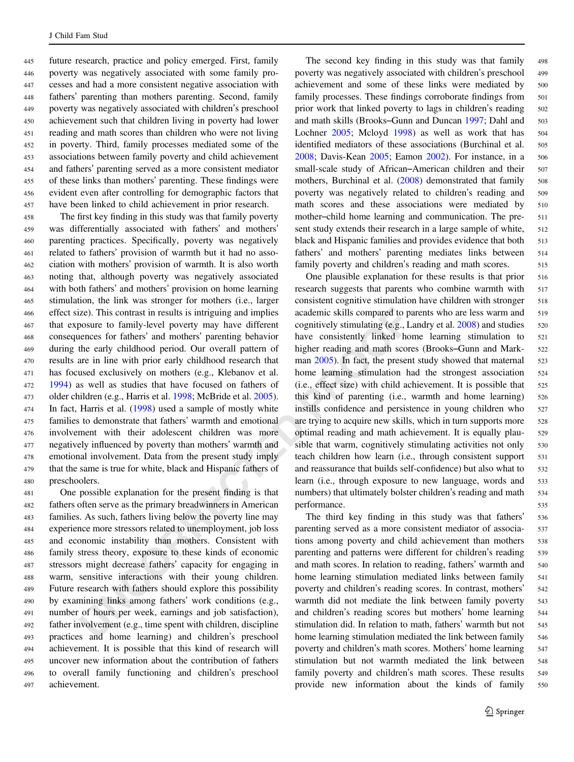future research, practice and policy emerged. First, family poverty was negatively associated with some family processes and had a more consistent negative association with fathers' parenting than mothers parenting. Second, family poverty was negatively associated with children's preschool achievement such that children living in poverty had lower reading and math scores than children who were not living in poverty. Third, family processes mediated some of the associations between family poverty and child achievement and fathers' parenting served as a more consistent mediator of these links than mothers' parenting. These findings were evident even after controlling for demographic factors that have been linked to child achievement in prior research.

The first key finding in this study was that family poverty was differentially associated with fathers' and mothers' parenting practices. Specifically, poverty was negatively related to fathers' provision of warmth but it had no association with mothers' provision of warmth. It is also worth noting that, although poverty was negatively associated with both fathers' and mothers' provision on home learning stimulation, the link was stronger for mothers (i.e., larger effect size). This contrast in results is intriguing and implies that exposure to family-level poverty may have different consequences for fathers' and mothers' parenting behavior during the early childhood period. Our overall pattern of results are in line with prior early childhood research that has focused exclusively on mothers (e.g., Klebanov et al. 1994) as well as studies that have focused on fathers of older children (e.g., Harris et al. 1998; McBride et al. 2005). In fact, Harris et al. (1998) used a sample of mostly white families to demonstrate that fathers' warmth and emotional involvement with their adolescent children was more negatively influenced by poverty than mothers' warmth and emotional involvement. Data from the present study imply that the same is true for white, black and Hispanic fathers of preschoolers.

One possible explanation for the present finding is that fathers often serve as the primary breadwinners in American families. As such, fathers living below the poverty line may experience more stressors related to unemployment, job loss and economic instability than mothers. Consistent with family stress theory, exposure to these kinds of economic stressors might decrease fathers' capacity for engaging in warm, sensitive interactions with their young children. Future research with fathers should explore this possibility by examining links among fathers' work conditions (e.g., number of hours per week, earnings and job satisfaction), father involvement (e.g., time spent with children, discipline practices and home learning) and children's preschool achievement. It is possible that this kind of research will uncover new information about the contribution of fathers to overall family functioning and children's preschool achievement.

The second key finding in this study was that family poverty was negatively associated with children's preschool achievement and some of these links were mediated by family processes. These findings corroborate findings from prior work that linked poverty to lags in children's reading and math skills (Brooks–Gunn and Duncan 1997; Dahl and Lochner 2005; Mcloyd 1998) as well as work that has identified mediators of these associations (Burchinal et al. 2008; Davis-Kean 2005; Eamon 2002). For instance, in a small-scale study of African–American children and their mothers, Burchinal et al. (2008) demonstrated that family poverty was negatively related to children's reading and math scores and these associations were mediated by mother–child home learning and communication. The present study extends their research in a large sample of white, black and Hispanic families and provides evidence that both fathers' and mothers' parenting mediates links between family poverty and children's reading and math scores.

One plausible explanation for these results is that prior research suggests that parents who combine warmth with consistent cognitive stimulation have children with stronger academic skills compared to parents who are less warm and cognitively stimulating (e.g., Landry et al. 2008) and studies have consistently linked home learning stimulation to higher reading and math scores (Brooks–Gunn and Markman 2005). In fact, the present study showed that maternal home learning stimulation had the strongest association (i.e., effect size) with child achievement. It is possible that this kind of parenting (i.e., warmth and home learning) instills confidence and persistence in young children who are trying to acquire new skills, which in turn supports more optimal reading and math achievement. It is equally plausible that warm, cognitively stimulating activities not only teach children how learn (i.e., through consistent support and reassurance that builds self-confidence) but also what to learn (i.e., through exposure to new language, words and numbers) that ultimately bolster children's reading and math performance.

The third key finding in this study was that fathers' parenting served as a more consistent mediator of associations among poverty and child achievement than mothers parenting and patterns were different for children's reading and math scores. In relation to reading, fathers' warmth and home learning stimulation mediated links between family poverty and children's reading scores. In contrast, mothers' warmth did not mediate the link between family poverty and children's reading scores but mothers' home learning stimulation did. In relation to math, fathers' warmth but not home learning stimulation mediated the link between family poverty and children's math scores. Mothers' home learning stimulation but not warmth mediated the link between family poverty and children's math scores. These results provide new information about the kinds of family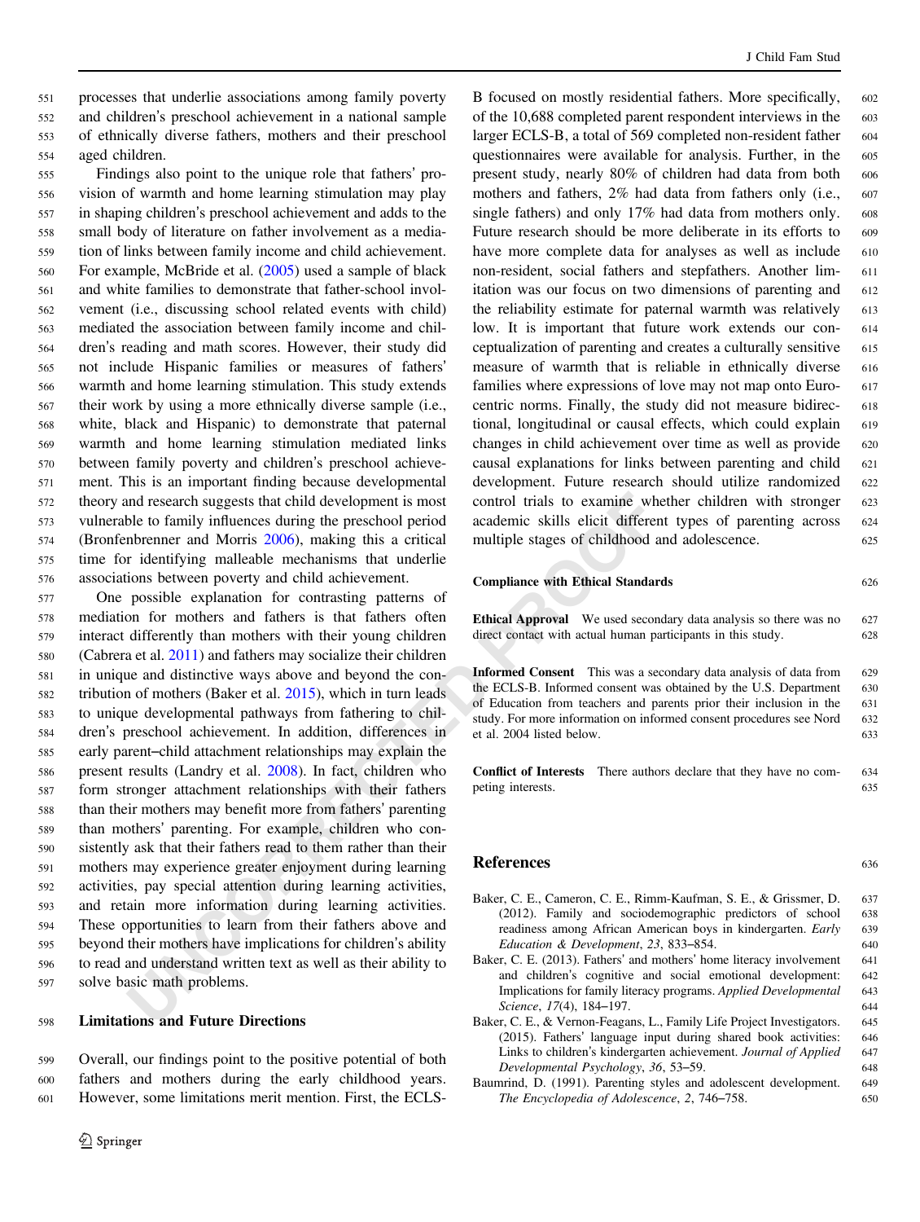processes that underlie associations among family poverty and children's preschool achievement in a national sample of ethnically diverse fathers, mothers and their preschool aged children.

Findings also point to the unique role that fathers' provision of warmth and home learning stimulation may play in shaping children's preschool achievement and adds to the small body of literature on father involvement as a mediation of links between family income and child achievement. For example, McBride et al. (2005) used a sample of black and white families to demonstrate that father-school involvement (i.e., discussing school related events with child) mediated the association between family income and children's reading and math scores. However, their study did not include Hispanic families or measures of fathers' warmth and home learning stimulation. This study extends their work by using a more ethnically diverse sample (i.e., white, black and Hispanic) to demonstrate that paternal warmth and home learning stimulation mediated links between family poverty and children's preschool achievement. This is an important finding because developmental theory and research suggests that child development is most vulnerable to family influences during the preschool period (Bronfenbrenner and Morris 2006), making this a critical time for identifying malleable mechanisms that underlie associations between poverty and child achievement.

One possible explanation for contrasting patterns of mediation for mothers and fathers is that fathers often interact differently than mothers with their young children (Cabrera et al. 2011) and fathers may socialize their children in unique and distinctive ways above and beyond the contribution of mothers (Baker et al. 2015), which in turn leads to unique developmental pathways from fathering to children's preschool achievement. In addition, differences in early parent–child attachment relationships may explain the present results (Landry et al. 2008). In fact, children who form stronger attachment relationships with their fathers than their mothers may benefit more from fathers' parenting than mothers' parenting. For example, children who consistently ask that their fathers read to them rather than their mothers may experience greater enjoyment during learning activities, pay special attention during learning activities, and retain more information during learning activities. These opportunities to learn from their fathers above and beyond their mothers have implications for children's ability to read and understand written text as well as their ability to solve basic math problems.

## Limitations and Future Directions

Overall, our findings point to the positive potential of both fathers and mothers during the early childhood years. However, some limitations merit mention. First, the ECLS-B focused on mostly residential fathers. More specifically, of the 10,688 completed parent respondent interviews in the larger ECLS-B, a total of 569 completed non-resident father questionnaires were available for analysis. Further, in the present study, nearly 80% of children had data from both mothers and fathers, 2% had data from fathers only (i.e., single fathers) and only 17% had data from mothers only. Future research should be more deliberate in its efforts to have more complete data for analyses as well as include non-resident, social fathers and stepfathers. Another limitation was our focus on two dimensions of parenting and the reliability estimate for paternal warmth was relatively low. It is important that future work extends our conceptualization of parenting and creates a culturally sensitive measure of warmth that is reliable in ethnically diverse families where expressions of love may not map onto Euro-centric norms. Finally, the study did not measure bidirectional, longitudinal or causal effects, which could explain changes in child achievement over time as well as provide causal explanations for links between parenting and child development. Future research should utilize randomized control trials to examine whether children with stronger academic skills elicit different types of parenting across multiple stages of childhood and adolescence.

## Compliance with Ethical Standards

**Ethical Approval** We used secondary data analysis so there was no direct contact with actual human participants in this study.

**Informed Consent** This was a secondary data analysis of data from the ECLS-B. Informed consent was obtained by the U.S. Department of Education from teachers and parents prior their inclusion in the study. For more information on informed consent procedures see Nord et al. 2004 listed below.

**Conflict of Interests** There authors declare that they have no competing interests.

## References

Baker, C. E., Cameron, C. E., Rimm-Kaufman, S. E., & Grissmer, D. (2012). Family and sociodemographic predictors of school readiness among African American boys in kindergarten. *Early Education & Development*, *23*, 833–854.

Baker, C. E. (2013). Fathers' and mothers' home literacy involvement and children's cognitive and social emotional development: Implications for family literacy programs. *Applied Developmental Science*, *17*(4), 184–197.

Baker, C. E., & Vernon-Feagans, L., Family Life Project Investigators. (2015). Fathers' language input during shared book activities: Links to children's kindergarten achievement. *Journal of Applied Developmental Psychology*, *36*, 53–59.

Baumrind, D. (1991). Parenting styles and adolescent development. *The Encyclopedia of Adolescence*, *2*, 746–758.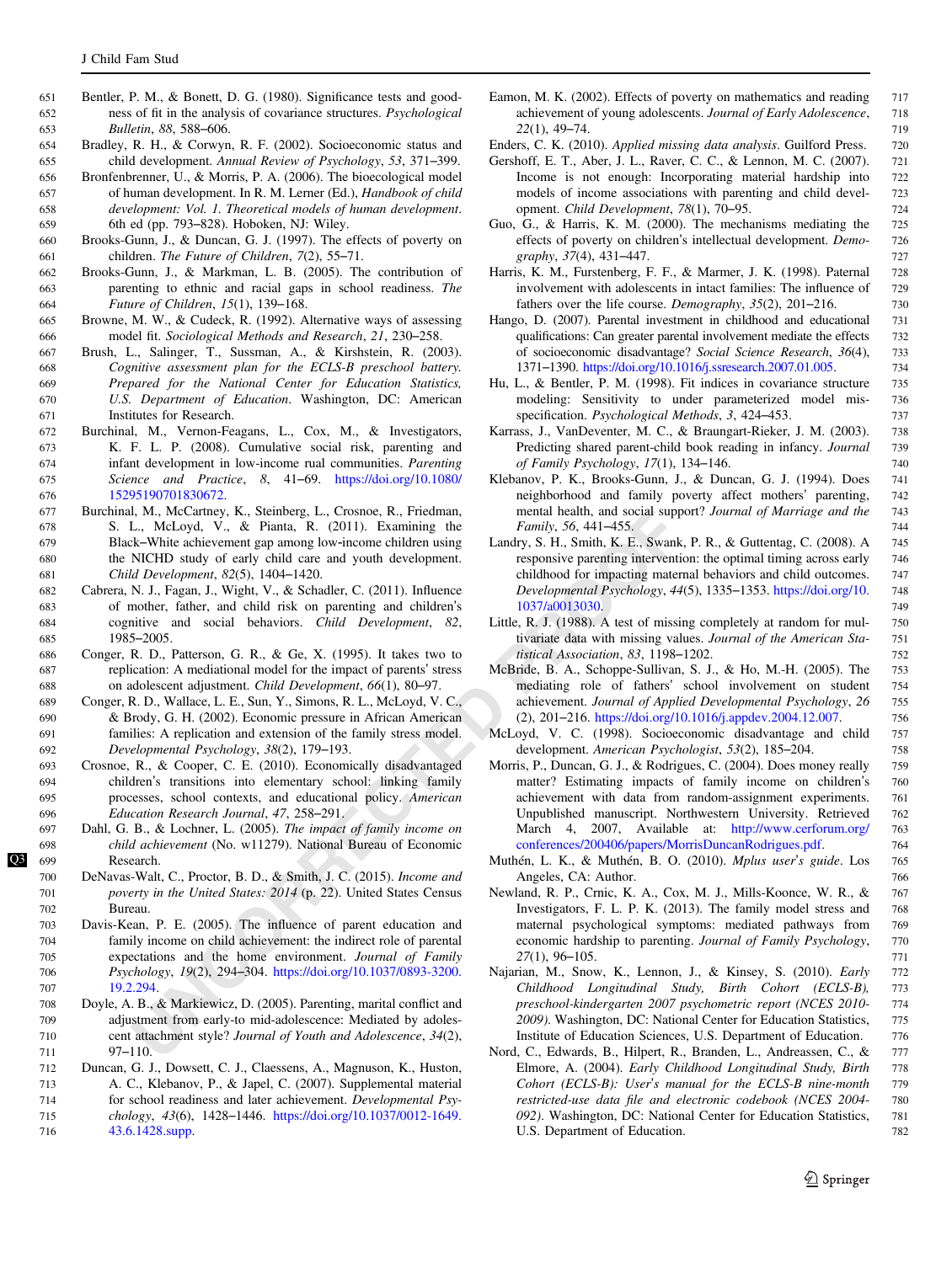Bentler, P. M., & Bonett, D. G. (1980). Significance tests and goodness of fit in the analysis of covariance structures. *Psychological Bulletin*, *88*, 588–606.

Bradley, R. H., & Corwyn, R. F. (2002). Socioeconomic status and child development. *Annual Review of Psychology*, *53*, 371–399.

Bronfenbrenner, U., & Morris, P. A. (2006). The bioecological model of human development. In R. M. Lerner (Ed.), *Handbook of child development: Vol. 1. Theoretical models of human development*. 6th ed (pp. 793–828). Hoboken, NJ: Wiley.

Brooks-Gunn, J., & Duncan, G. J. (1997). The effects of poverty on children. *The Future of Children*, *7*(2), 55–71.

Brooks-Gunn, J., & Markman, L. B. (2005). The contribution of parenting to ethnic and racial gaps in school readiness. *The Future of Children*, *15*(1), 139–168.

Browne, M. W., & Cudeck, R. (1992). Alternative ways of assessing model fit. *Sociological Methods and Research*, *21*, 230–258.

Brush, L., Salinger, T., Sussman, A., & Kirshstein, R. (2003). *Cognitive assessment plan for the ECLS-B preschool battery. Prepared for the National Center for Education Statistics, U.S. Department of Education*. Washington, DC: American Institutes for Research.

Burchinal, M., Vernon-Feagans, L., Cox, M., & Investigators, K. F. L. P. (2008). Cumulative social risk, parenting and infant development in low-income rual communities. *Parenting Science and Practice*, *8*, 41–69. https://doi.org/10.1080/15295190701830672.

Burchinal, M., McCartney, K., Steinberg, L., Crosnoe, R., Friedman, S. L., McLoyd, V., & Pianta, R. (2011). Examining the Black–White achievement gap among low-income children using the NICHD study of early child care and youth development. *Child Development*, *82*(5), 1404–1420.

Cabrera, N. J., Fagan, J., Wight, V., & Schadler, C. (2011). Influence of mother, father, and child risk on parenting and children's cognitive and social behaviors. *Child Development*, *82*, 1985–2005.

Conger, R. D., Patterson, G. R., & Ge, X. (1995). It takes two to replication: A mediational model for the impact of parents' stress on adolescent adjustment. *Child Development*, *66*(1), 80–97.

Conger, R. D., Wallace, L. E., Sun, Y., Simons, R. L., McLoyd, V. C., & Brody, G. H. (2002). Economic pressure in African American families: A replication and extension of the family stress model. *Developmental Psychology*, *38*(2), 179–193.

Crosnoe, R., & Cooper, C. E. (2010). Economically disadvantaged children's transitions into elementary school: linking family processes, school contexts, and educational policy. *American Education Research Journal*, *47*, 258–291.

Dahl, G. B., & Lochner, L. (2005). *The impact of family income on child achievement* (No. w11279). National Bureau of Economic Research.

DeNavas-Walt, C., Proctor, B. D., & Smith, J. C. (2015). *Income and poverty in the United States: 2014* (p. 22). United States Census Bureau.

Davis-Kean, P. E. (2005). The influence of parent education and family income on child achievement: the indirect role of parental expectations and the home environment. *Journal of Family Psychology*, *19*(2), 294–304. https://doi.org/10.1037/0893-3200.19.2.294.

Doyle, A. B., & Markiewicz, D. (2005). Parenting, marital conflict and adjustment from early-to mid-adolescence: Mediated by adolescent attachment style? *Journal of Youth and Adolescence*, *34*(2), 97–110.

Duncan, G. J., Dowsett, C. J., Claessens, A., Magnuson, K., Huston, A. C., Klebanov, P., & Japel, C. (2007). Supplemental material for school readiness and later achievement. *Developmental Psychology*, *43*(6), 1428–1446. https://doi.org/10.1037/0012-1649.43.6.1428.supp.

Eamon, M. K. (2002). Effects of poverty on mathematics and reading achievement of young adolescents. *Journal of Early Adolescence*, *22*(1), 49–74.

Enders, C. K. (2010). *Applied missing data analysis*. Guilford Press.

Gershoff, E. T., Aber, J. L., Raver, C. C., & Lennon, M. C. (2007). Income is not enough: Incorporating material hardship into models of income associations with parenting and child development. *Child Development*, *78*(1), 70–95.

Guo, G., & Harris, K. M. (2000). The mechanisms mediating the effects of poverty on children's intellectual development. *Demography*, *37*(4), 431–447.

Harris, K. M., Furstenberg, F. F., & Marmer, J. K. (1998). Paternal involvement with adolescents in intact families: The influence of fathers over the life course. *Demography*, *35*(2), 201–216.

Hango, D. (2007). Parental investment in childhood and educational qualifications: Can greater parental involvement mediate the effects of socioeconomic disadvantage? *Social Science Research*, *36*(4), 1371–1390. https://doi.org/10.1016/j.ssresearch.2007.01.005.

Hu, L., & Bentler, P. M. (1998). Fit indices in covariance structure modeling: Sensitivity to under parameterized model misspecification. *Psychological Methods*, *3*, 424–453.

Karrass, J., VanDeventer, M. C., & Braungart-Rieker, J. M. (2003). Predicting shared parent-child book reading in infancy. *Journal of Family Psychology*, *17*(1), 134–146.

Klebanov, P. K., Brooks-Gunn, J., & Duncan, G. J. (1994). Does neighborhood and family poverty affect mothers' parenting, mental health, and social support? *Journal of Marriage and the Family*, *56*, 441–455.

Landry, S. H., Smith, K. E., Swank, P. R., & Guttentag, C. (2008). A responsive parenting intervention: the optimal timing across early childhood for impacting maternal behaviors and child outcomes. *Developmental Psychology*, *44*(5), 1335–1353. https://doi.org/10.1037/a0013030.

Little, R. J. (1988). A test of missing completely at random for multivariate data with missing values. *Journal of the American Statistical Association*, *83*, 1198–1202.

McBride, B. A., Schoppe-Sullivan, S. J., & Ho, M.-H. (2005). The mediating role of fathers' school involvement on student achievement. *Journal of Applied Developmental Psychology*, *26* (2), 201–216. https://doi.org/10.1016/j.appdev.2004.12.007.

McLoyd, V. C. (1998). Socioeconomic disadvantage and child development. *American Psychologist*, *53*(2), 185–204.

Morris, P., Duncan, G. J., & Rodrigues, C. (2004). Does money really matter? Estimating impacts of family income on children's achievement with data from random-assignment experiments. Unpublished manuscript. Northwestern University. Retrieved March 4, 2007, Available at: http://www.cerforum.org/conferences/200406/papers/MorrisDuncanRodrigues.pdf.

Muthén, L. K., & Muthén, B. O. (2010). *Mplus user's guide*. Los Angeles, CA: Author.

Newland, R. P., Crnic, K. A., Cox, M. J., Mills-Koonce, W. R., & Investigators, F. L. P. K. (2013). The family model stress and maternal psychological symptoms: mediated pathways from economic hardship to parenting. *Journal of Family Psychology*, *27*(1), 96–105.

Najarian, M., Snow, K., Lennon, J., & Kinsey, S. (2010). *Early Childhood Longitudinal Study, Birth Cohort (ECLS-B), preschool-kindergarten 2007 psychometric report (NCES 2010-2009)*. Washington, DC: National Center for Education Statistics, Institute of Education Sciences, U.S. Department of Education.

Nord, C., Edwards, B., Hilpert, R., Branden, L., Andreassen, C., & Elmore, A. (2004). *Early Childhood Longitudinal Study, Birth Cohort (ECLS-B): User's manual for the ECLS-B nine-month restricted-use data file and electronic codebook (NCES 2004-092)*. Washington, DC: National Center for Education Statistics, U.S. Department of Education.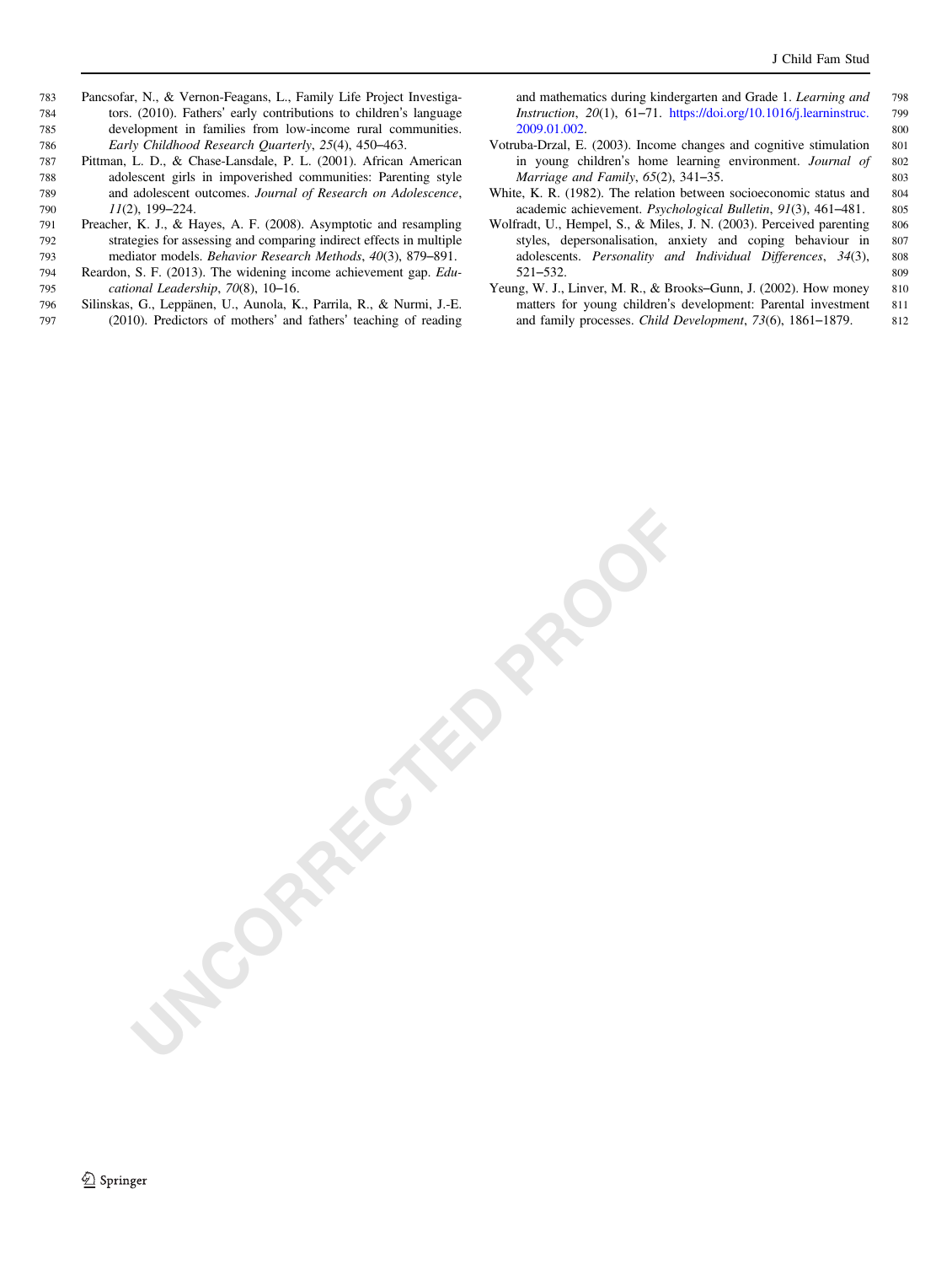Pancsofar, N., & Vernon-Feagans, L., Family Life Project Investigators. (2010). Fathers' early contributions to children's language development in families from low-income rural communities. *Early Childhood Research Quarterly*, *25*(4), 450–463.

Pittman, L. D., & Chase-Lansdale, P. L. (2001). African American adolescent girls in impoverished communities: Parenting style and adolescent outcomes. *Journal of Research on Adolescence*, *11*(2), 199–224.

Preacher, K. J., & Hayes, A. F. (2008). Asymptotic and resampling strategies for assessing and comparing indirect effects in multiple mediator models. *Behavior Research Methods*, *40*(3), 879–891.

Reardon, S. F. (2013). The widening income achievement gap. *Educational Leadership*, *70*(8), 10–16.

Silinskas, G., Leppänen, U., Aunola, K., Parrila, R., & Nurmi, J.-E. (2010). Predictors of mothers' and fathers' teaching of reading and mathematics during kindergarten and Grade 1. *Learning and Instruction*, *20*(1), 61–71. https://doi.org/10.1016/j.learninstruc.2009.01.002.

Votruba-Drzal, E. (2003). Income changes and cognitive stimulation in young children's home learning environment. *Journal of Marriage and Family*, *65*(2), 341–35.

White, K. R. (1982). The relation between socioeconomic status and academic achievement. *Psychological Bulletin*, *91*(3), 461–481.

Wolfradt, U., Hempel, S., & Miles, J. N. (2003). Perceived parenting styles, depersonalisation, anxiety and coping behaviour in adolescents. *Personality and Individual Differences*, *34*(3), 521–532.

Yeung, W. J., Linver, M. R., & Brooks–Gunn, J. (2002). How money matters for young children's development: Parental investment and family processes. *Child Development*, *73*(6), 1861–1879.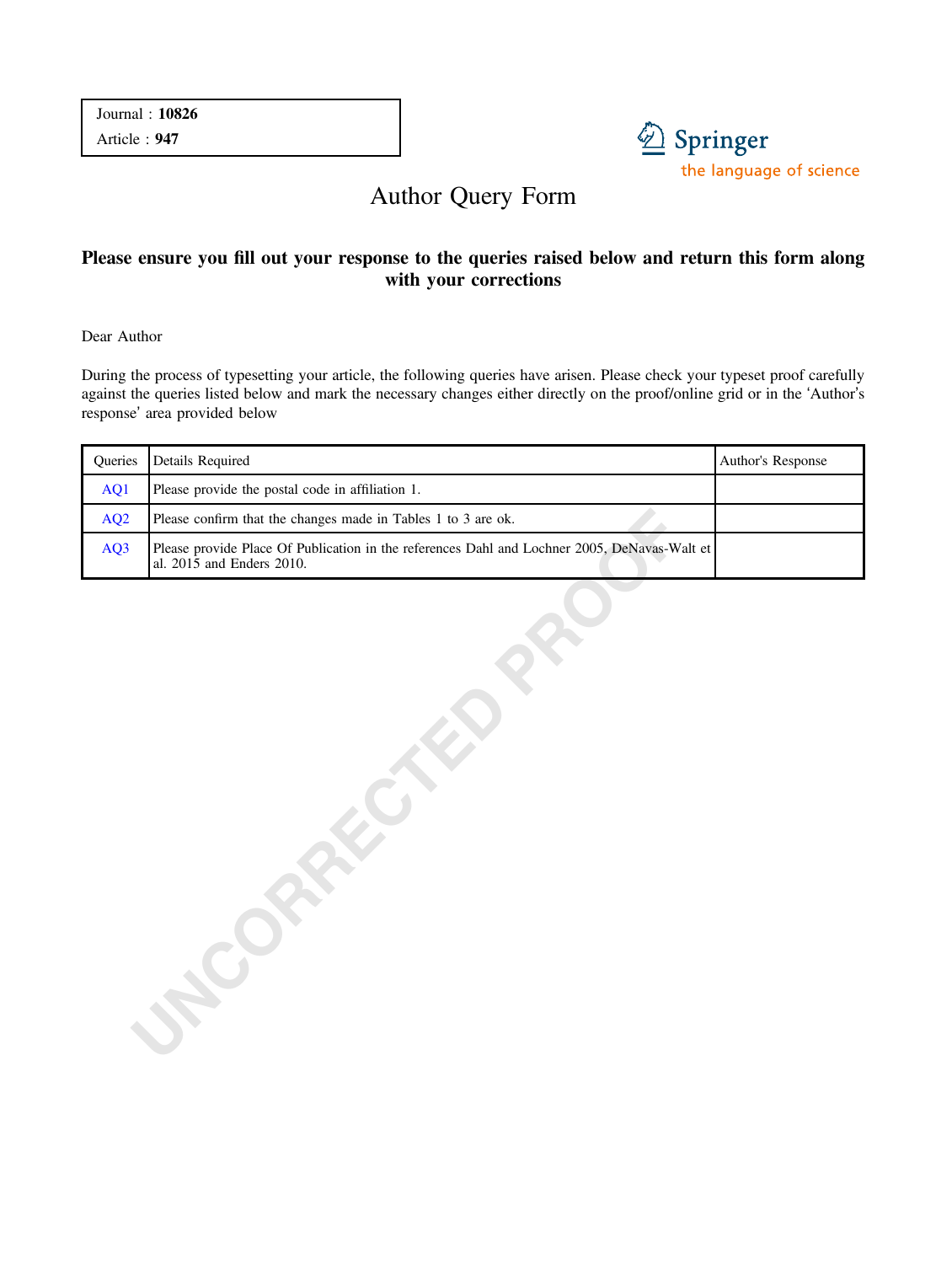| | |
|---|---|
| Journal : **10826** | |
| Article : **947** | |

Springer
the language of science

# Author Query Form

**Please ensure you fill out your response to the queries raised below and return this form along with your corrections**

Dear Author

During the process of typesetting your article, the following queries have arisen. Please check your typeset proof carefully against the queries listed below and mark the necessary changes either directly on the proof/online grid or in the 'Author's response' area provided below

| Queries | Details Required | Author's Response |
|---|---|---|
| AQ1 | Please provide the postal code in affiliation 1. | |
| AQ2 | Please confirm that the changes made in Tables 1 to 3 are ok. | |
| AQ3 | Please provide Place Of Publication in the references Dahl and Lochner 2005, DeNavas-Walt et al. 2015 and Enders 2010. | |

UNCORRECTED PROOF